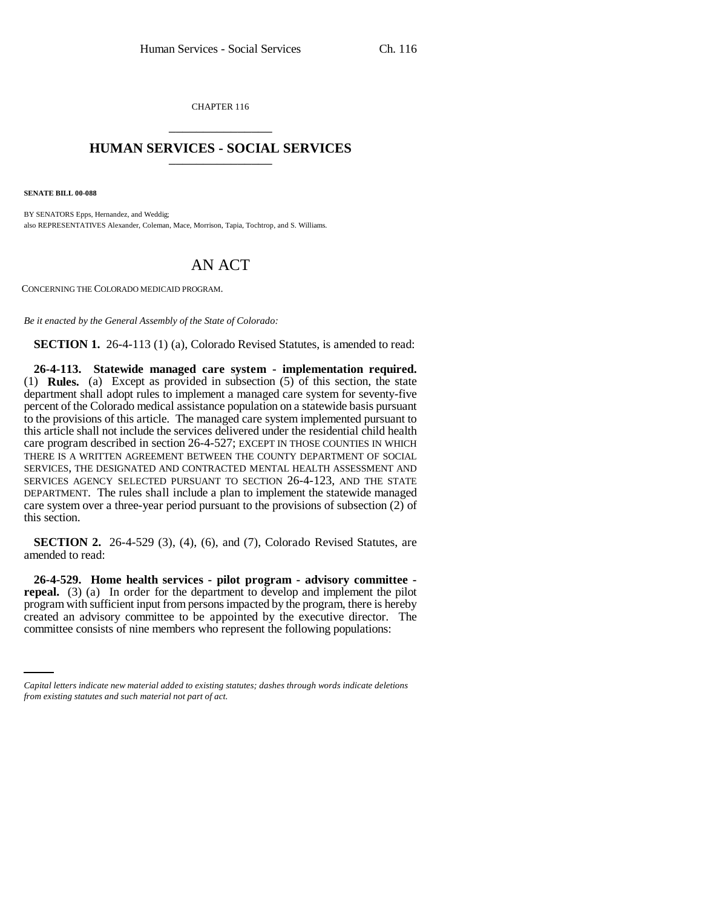CHAPTER 116

## HUMAN SERVICES - SOCIAL SERVICES

**SENATE BILL 00-088**

BY SENATORS Epps, Hernandez, and Weddig;
also REPRESENTATIVES Alexander, Coleman, Mace, Morrison, Tapia, Tochtrop, and S. Williams.

# AN ACT

CONCERNING THE COLORADO MEDICAID PROGRAM.

*Be it enacted by the General Assembly of the State of Colorado:*

**SECTION 1.** 26-4-113 (1) (a), Colorado Revised Statutes, is amended to read:

**26-4-113. Statewide managed care system - implementation required.** (1) **Rules.** (a) Except as provided in subsection (5) of this section, the state department shall adopt rules to implement a managed care system for seventy-five percent of the Colorado medical assistance population on a statewide basis pursuant to the provisions of this article. The managed care system implemented pursuant to this article shall not include the services delivered under the residential child health care program described in section 26-4-527; EXCEPT IN THOSE COUNTIES IN WHICH THERE IS A WRITTEN AGREEMENT BETWEEN THE COUNTY DEPARTMENT OF SOCIAL SERVICES, THE DESIGNATED AND CONTRACTED MENTAL HEALTH ASSESSMENT AND SERVICES AGENCY SELECTED PURSUANT TO SECTION 26-4-123, AND THE STATE DEPARTMENT. The rules shall include a plan to implement the statewide managed care system over a three-year period pursuant to the provisions of subsection (2) of this section.

**SECTION 2.** 26-4-529 (3), (4), (6), and (7), Colorado Revised Statutes, are amended to read:

**26-4-529. Home health services - pilot program - advisory committee - repeal.** (3) (a) In order for the department to develop and implement the pilot program with sufficient input from persons impacted by the program, there is hereby created an advisory committee to be appointed by the executive director. The committee consists of nine members who represent the following populations:

*Capital letters indicate new material added to existing statutes; dashes through words indicate deletions from existing statutes and such material not part of act.*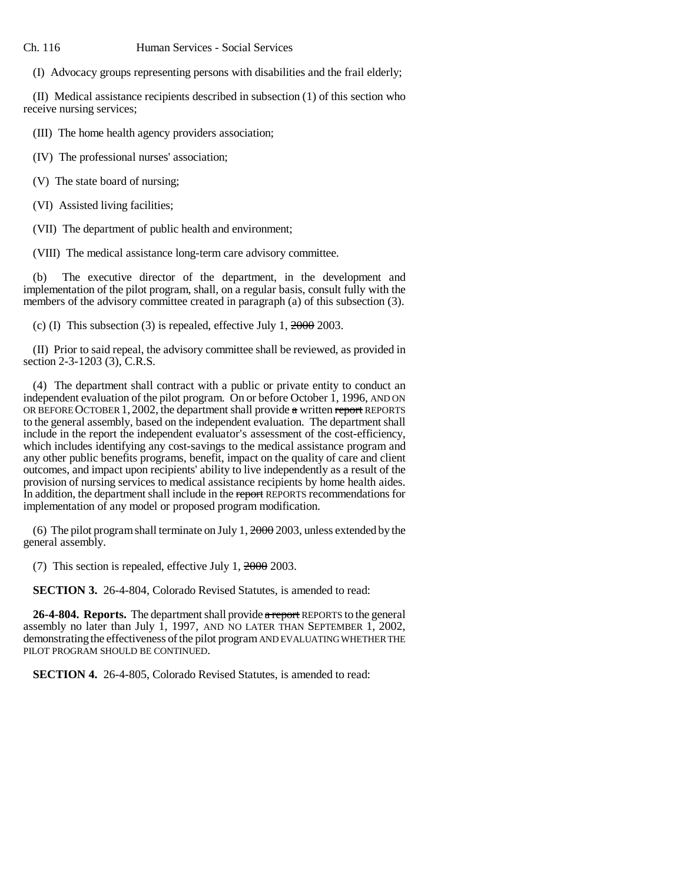(I) Advocacy groups representing persons with disabilities and the frail elderly;

(II) Medical assistance recipients described in subsection (1) of this section who receive nursing services;

(III) The home health agency providers association;

(IV) The professional nurses' association;

(V) The state board of nursing;

(VI) Assisted living facilities;

(VII) The department of public health and environment;

(VIII) The medical assistance long-term care advisory committee.

(b) The executive director of the department, in the development and implementation of the pilot program, shall, on a regular basis, consult fully with the members of the advisory committee created in paragraph (a) of this subsection (3).

(c) (I) This subsection (3) is repealed, effective July 1, ~~2000~~ 2003.

(II) Prior to said repeal, the advisory committee shall be reviewed, as provided in section 2-3-1203 (3), C.R.S.

(4) The department shall contract with a public or private entity to conduct an independent evaluation of the pilot program. On or before October 1, 1996, AND ON OR BEFORE OCTOBER 1, 2002, the department shall provide ~~a~~ written ~~report~~ REPORTS to the general assembly, based on the independent evaluation. The department shall include in the report the independent evaluator's assessment of the cost-efficiency, which includes identifying any cost-savings to the medical assistance program and any other public benefits programs, benefit, impact on the quality of care and client outcomes, and impact upon recipients' ability to live independently as a result of the provision of nursing services to medical assistance recipients by home health aides. In addition, the department shall include in the ~~report~~ REPORTS recommendations for implementation of any model or proposed program modification.

(6) The pilot program shall terminate on July 1, ~~2000~~ 2003, unless extended by the general assembly.

(7) This section is repealed, effective July 1, ~~2000~~ 2003.

**SECTION 3.** 26-4-804, Colorado Revised Statutes, is amended to read:

**26-4-804. Reports.** The department shall provide ~~a report~~ REPORTS to the general assembly no later than July 1, 1997, AND NO LATER THAN SEPTEMBER 1, 2002, demonstrating the effectiveness of the pilot program AND EVALUATING WHETHER THE PILOT PROGRAM SHOULD BE CONTINUED.

**SECTION 4.** 26-4-805, Colorado Revised Statutes, is amended to read: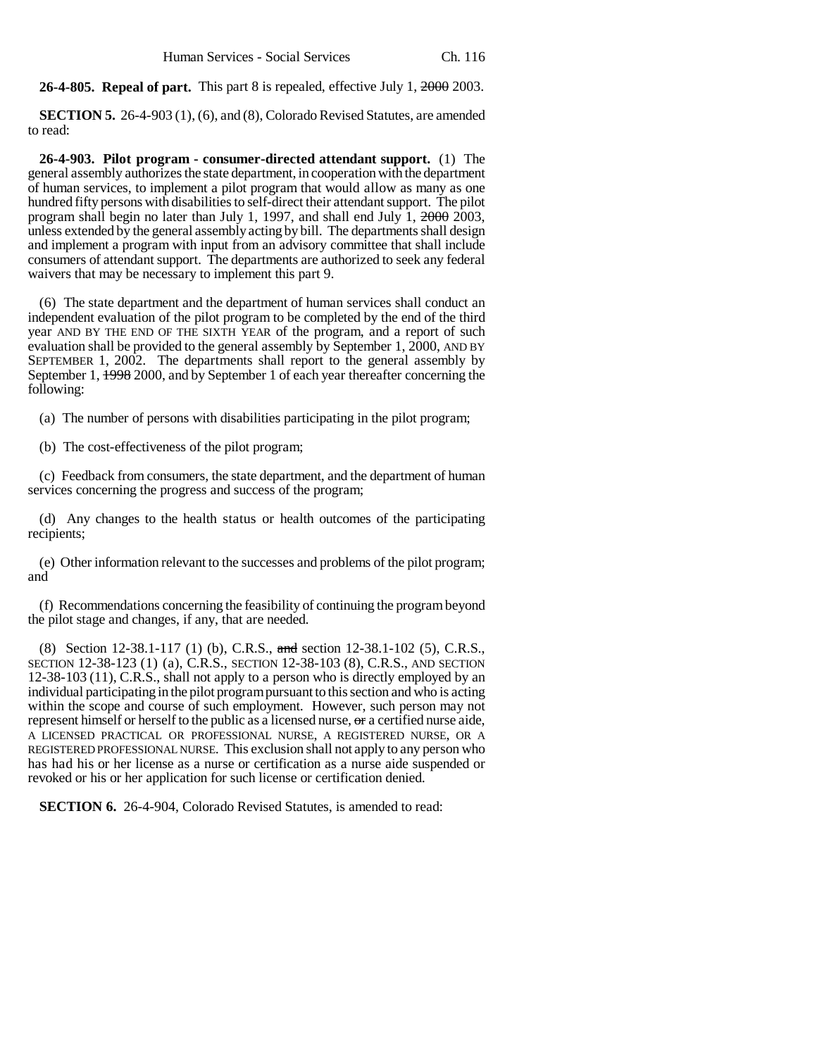**26-4-805. Repeal of part.** This part 8 is repealed, effective July 1, ~~2000~~ 2003.

**SECTION 5.** 26-4-903 (1), (6), and (8), Colorado Revised Statutes, are amended to read:

**26-4-903. Pilot program - consumer-directed attendant support.** (1) The general assembly authorizes the state department, in cooperation with the department of human services, to implement a pilot program that would allow as many as one hundred fifty persons with disabilities to self-direct their attendant support. The pilot program shall begin no later than July 1, 1997, and shall end July 1, ~~2000~~ 2003, unless extended by the general assembly acting by bill. The departments shall design and implement a program with input from an advisory committee that shall include consumers of attendant support. The departments are authorized to seek any federal waivers that may be necessary to implement this part 9.

(6) The state department and the department of human services shall conduct an independent evaluation of the pilot program to be completed by the end of the third year AND BY THE END OF THE SIXTH YEAR of the program, and a report of such evaluation shall be provided to the general assembly by September 1, 2000, AND BY SEPTEMBER 1, 2002. The departments shall report to the general assembly by September 1, ~~1998~~ 2000, and by September 1 of each year thereafter concerning the following:

(a) The number of persons with disabilities participating in the pilot program;

(b) The cost-effectiveness of the pilot program;

(c) Feedback from consumers, the state department, and the department of human services concerning the progress and success of the program;

(d) Any changes to the health status or health outcomes of the participating recipients;

(e) Other information relevant to the successes and problems of the pilot program; and

(f) Recommendations concerning the feasibility of continuing the program beyond the pilot stage and changes, if any, that are needed.

(8) Section 12-38.1-117 (1) (b), C.R.S., ~~and~~ section 12-38.1-102 (5), C.R.S., SECTION 12-38-123 (1) (a), C.R.S., SECTION 12-38-103 (8), C.R.S., AND SECTION 12-38-103 (11), C.R.S., shall not apply to a person who is directly employed by an individual participating in the pilot program pursuant to this section and who is acting within the scope and course of such employment. However, such person may not represent himself or herself to the public as a licensed nurse, ~~or~~ a certified nurse aide, A LICENSED PRACTICAL OR PROFESSIONAL NURSE, A REGISTERED NURSE, OR A REGISTERED PROFESSIONAL NURSE. This exclusion shall not apply to any person who has had his or her license as a nurse or certification as a nurse aide suspended or revoked or his or her application for such license or certification denied.

**SECTION 6.** 26-4-904, Colorado Revised Statutes, is amended to read: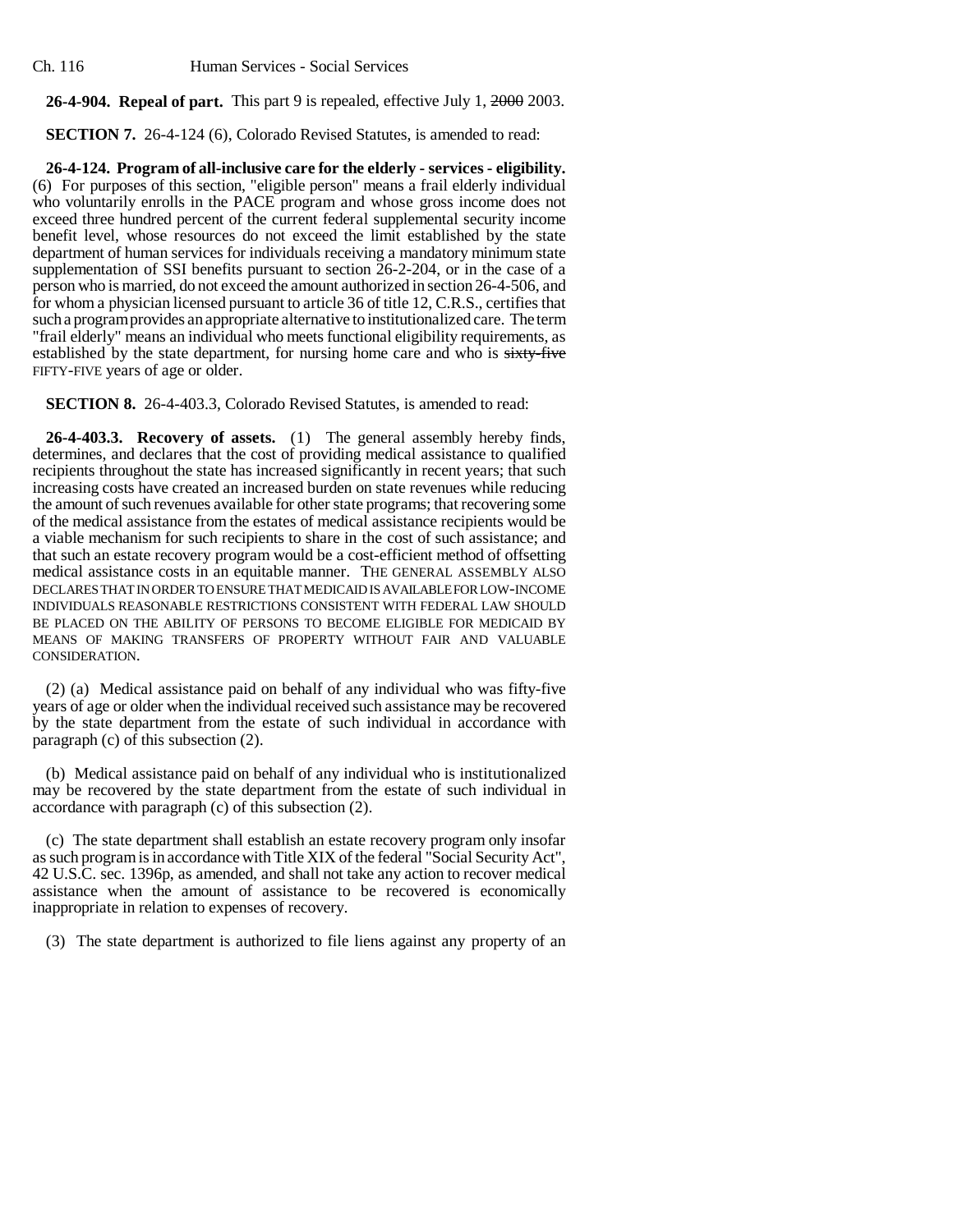**26-4-904. Repeal of part.** This part 9 is repealed, effective July 1, ~~2000~~ 2003.

**SECTION 7.** 26-4-124 (6), Colorado Revised Statutes, is amended to read:

**26-4-124. Program of all-inclusive care for the elderly - services - eligibility.** (6) For purposes of this section, "eligible person" means a frail elderly individual who voluntarily enrolls in the PACE program and whose gross income does not exceed three hundred percent of the current federal supplemental security income benefit level, whose resources do not exceed the limit established by the state department of human services for individuals receiving a mandatory minimum state supplementation of SSI benefits pursuant to section 26-2-204, or in the case of a person who is married, do not exceed the amount authorized in section 26-4-506, and for whom a physician licensed pursuant to article 36 of title 12, C.R.S., certifies that such a program provides an appropriate alternative to institutionalized care. The term "frail elderly" means an individual who meets functional eligibility requirements, as established by the state department, for nursing home care and who is ~~sixty-five~~ FIFTY-FIVE years of age or older.

**SECTION 8.** 26-4-403.3, Colorado Revised Statutes, is amended to read:

**26-4-403.3. Recovery of assets.** (1) The general assembly hereby finds, determines, and declares that the cost of providing medical assistance to qualified recipients throughout the state has increased significantly in recent years; that such increasing costs have created an increased burden on state revenues while reducing the amount of such revenues available for other state programs; that recovering some of the medical assistance from the estates of medical assistance recipients would be a viable mechanism for such recipients to share in the cost of such assistance; and that such an estate recovery program would be a cost-efficient method of offsetting medical assistance costs in an equitable manner. THE GENERAL ASSEMBLY ALSO DECLARES THAT IN ORDER TO ENSURE THAT MEDICAID IS AVAILABLE FOR LOW-INCOME INDIVIDUALS REASONABLE RESTRICTIONS CONSISTENT WITH FEDERAL LAW SHOULD BE PLACED ON THE ABILITY OF PERSONS TO BECOME ELIGIBLE FOR MEDICAID BY MEANS OF MAKING TRANSFERS OF PROPERTY WITHOUT FAIR AND VALUABLE CONSIDERATION.

(2) (a) Medical assistance paid on behalf of any individual who was fifty-five years of age or older when the individual received such assistance may be recovered by the state department from the estate of such individual in accordance with paragraph (c) of this subsection (2).

(b) Medical assistance paid on behalf of any individual who is institutionalized may be recovered by the state department from the estate of such individual in accordance with paragraph (c) of this subsection (2).

(c) The state department shall establish an estate recovery program only insofar as such program is in accordance with Title XIX of the federal "Social Security Act", 42 U.S.C. sec. 1396p, as amended, and shall not take any action to recover medical assistance when the amount of assistance to be recovered is economically inappropriate in relation to expenses of recovery.

(3) The state department is authorized to file liens against any property of an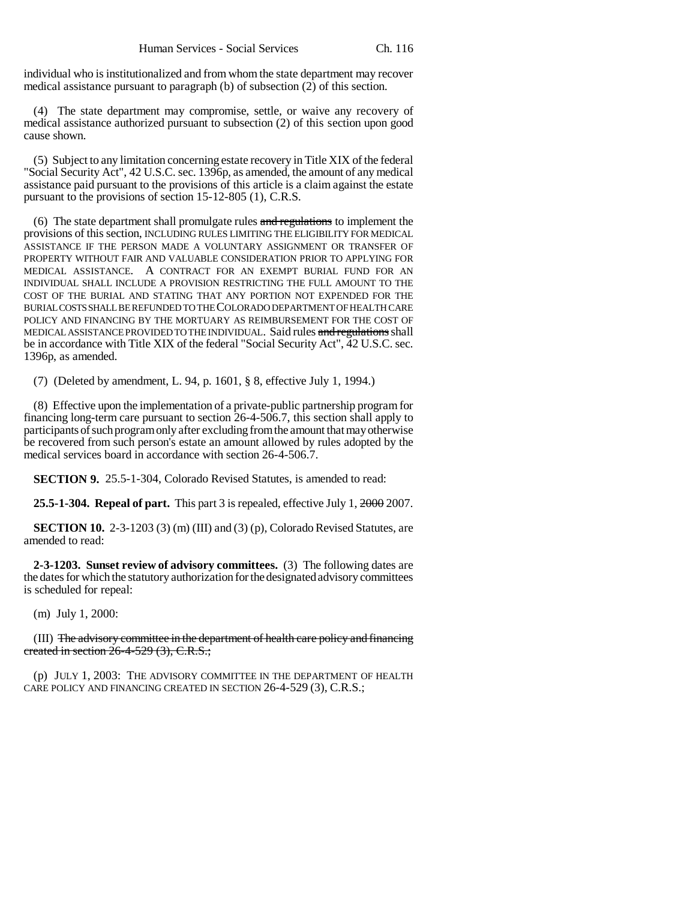individual who is institutionalized and from whom the state department may recover medical assistance pursuant to paragraph (b) of subsection (2) of this section.

(4) The state department may compromise, settle, or waive any recovery of medical assistance authorized pursuant to subsection (2) of this section upon good cause shown.

(5) Subject to any limitation concerning estate recovery in Title XIX of the federal "Social Security Act", 42 U.S.C. sec. 1396p, as amended, the amount of any medical assistance paid pursuant to the provisions of this article is a claim against the estate pursuant to the provisions of section 15-12-805 (1), C.R.S.

(6) The state department shall promulgate rules ~~and regulations~~ to implement the provisions of this section, INCLUDING RULES LIMITING THE ELIGIBILITY FOR MEDICAL ASSISTANCE IF THE PERSON MADE A VOLUNTARY ASSIGNMENT OR TRANSFER OF PROPERTY WITHOUT FAIR AND VALUABLE CONSIDERATION PRIOR TO APPLYING FOR MEDICAL ASSISTANCE. A CONTRACT FOR AN EXEMPT BURIAL FUND FOR AN INDIVIDUAL SHALL INCLUDE A PROVISION RESTRICTING THE FULL AMOUNT TO THE COST OF THE BURIAL AND STATING THAT ANY PORTION NOT EXPENDED FOR THE BURIAL COSTS SHALL BE REFUNDED TO THE COLORADO DEPARTMENT OF HEALTH CARE POLICY AND FINANCING BY THE MORTUARY AS REIMBURSEMENT FOR THE COST OF MEDICAL ASSISTANCE PROVIDED TO THE INDIVIDUAL. Said rules ~~and regulations~~ shall be in accordance with Title XIX of the federal "Social Security Act", 42 U.S.C. sec. 1396p, as amended.

(7) (Deleted by amendment, L. 94, p. 1601, § 8, effective July 1, 1994.)

(8) Effective upon the implementation of a private-public partnership program for financing long-term care pursuant to section 26-4-506.7, this section shall apply to participants of such program only after excluding from the amount that may otherwise be recovered from such person's estate an amount allowed by rules adopted by the medical services board in accordance with section 26-4-506.7.

**SECTION 9.** 25.5-1-304, Colorado Revised Statutes, is amended to read:

**25.5-1-304. Repeal of part.** This part 3 is repealed, effective July 1, ~~2000~~ 2007.

**SECTION 10.** 2-3-1203 (3) (m) (III) and (3) (p), Colorado Revised Statutes, are amended to read:

**2-3-1203. Sunset review of advisory committees.** (3) The following dates are the dates for which the statutory authorization for the designated advisory committees is scheduled for repeal:

(m) July 1, 2000:

(III) ~~The advisory committee in the department of health care policy and financing created in section 26-4-529 (3), C.R.S.;~~

(p) JULY 1, 2003: THE ADVISORY COMMITTEE IN THE DEPARTMENT OF HEALTH CARE POLICY AND FINANCING CREATED IN SECTION 26-4-529 (3), C.R.S.;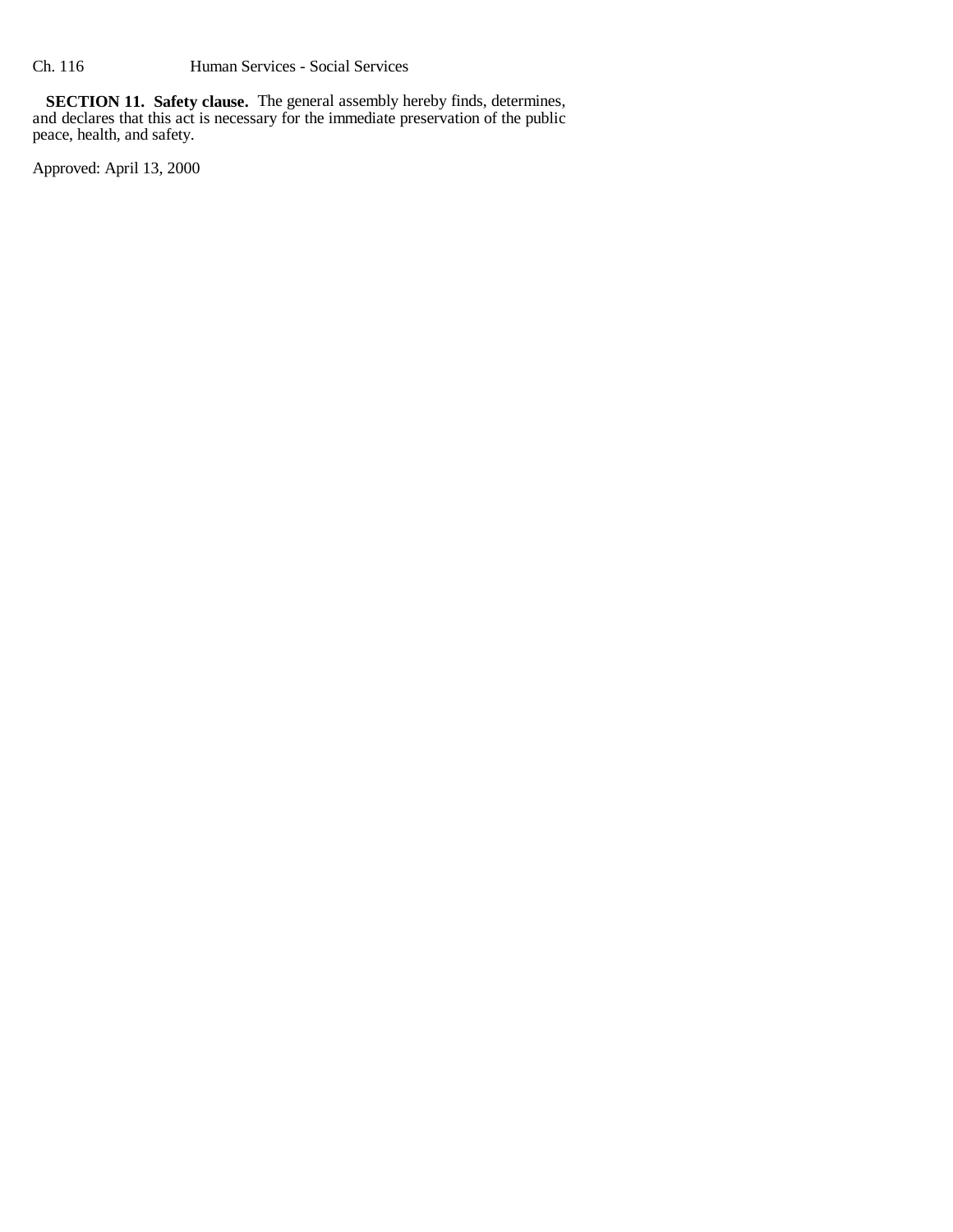**SECTION 11. Safety clause.** The general assembly hereby finds, determines, and declares that this act is necessary for the immediate preservation of the public peace, health, and safety.

Approved: April 13, 2000